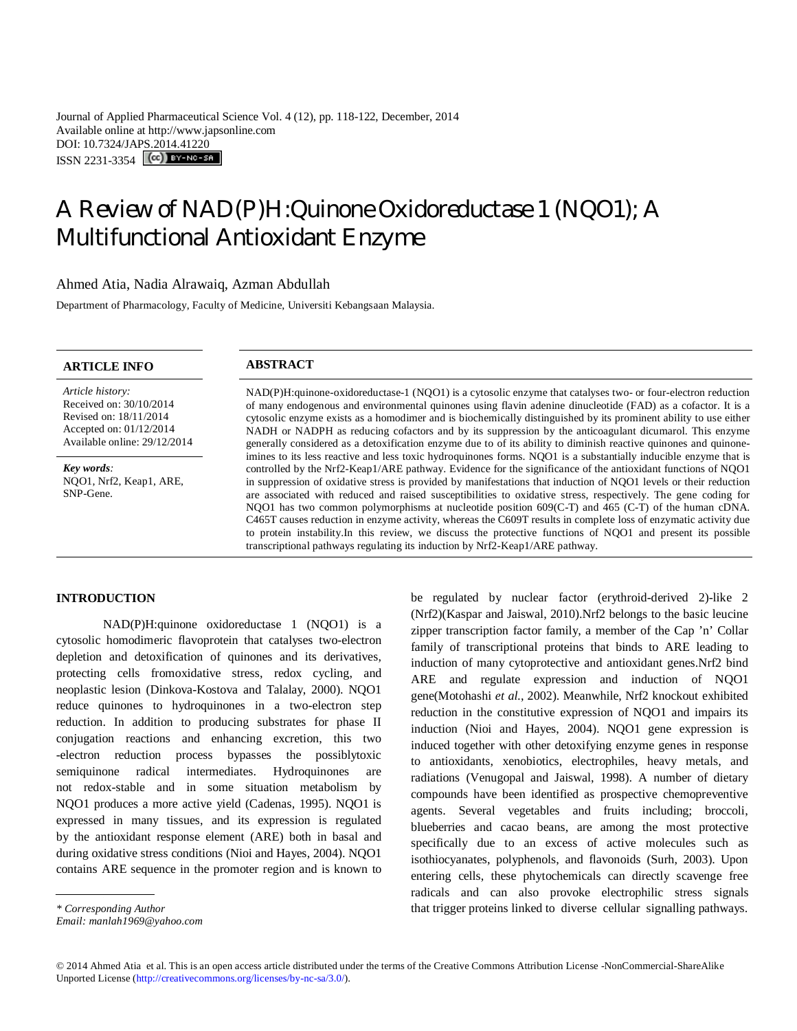Journal of Applied Pharmaceutical Science Vol. 4 (12), pp. 118-122, December, 2014
Available online at http://www.japsonline.com
DOI: 10.7324/JAPS.2014.41220
ISSN 2231-3354

# A Review of NAD(P)H:Quinone Oxidoreductase 1 (NQO1); A Multifunctional Antioxidant Enzyme

Ahmed Atia, Nadia Alrawaiq, Azman Abdullah

Department of Pharmacology, Faculty of Medicine, Universiti Kebangsaan Malaysia.

## ARTICLE INFO

*Article history:*
Received on: 30/10/2014
Revised on: 18/11/2014
Accepted on: 01/12/2014
Available online: 29/12/2014

***Key words:***
NQO1, Nrf2, Keap1, ARE, SNP-Gene.

## ABSTRACT

NAD(P)H:quinone-oxidoreductase-1 (NQO1) is a cytosolic enzyme that catalyses two- or four-electron reduction of many endogenous and environmental quinones using flavin adenine dinucleotide (FAD) as a cofactor. It is a cytosolic enzyme exists as a homodimer and is biochemically distinguished by its prominent ability to use either NADH or NADPH as reducing cofactors and by its suppression by the anticoagulant dicumarol. This enzyme generally considered as a detoxification enzyme due to of its ability to diminish reactive quinones and quinone-imines to its less reactive and less toxic hydroquinones forms. NQO1 is a substantially inducible enzyme that is controlled by the Nrf2-Keap1/ARE pathway. Evidence for the significance of the antioxidant functions of NQO1 in suppression of oxidative stress is provided by manifestations that induction of NQO1 levels or their reduction are associated with reduced and raised susceptibilities to oxidative stress, respectively. The gene coding for NQO1 has two common polymorphisms at nucleotide position 609(C-T) and 465 (C-T) of the human cDNA. C465T causes reduction in enzyme activity, whereas the C609T results in complete loss of enzymatic activity due to protein instability.In this review, we discuss the protective functions of NQO1 and present its possible transcriptional pathways regulating its induction by Nrf2-Keap1/ARE pathway.

## INTRODUCTION

NAD(P)H:quinone oxidoreductase 1 (NQO1) is a cytosolic homodimeric flavoprotein that catalyses two-electron depletion and detoxification of quinones and its derivatives, protecting cells fromoxidative stress, redox cycling, and neoplastic lesion (Dinkova-Kostova and Talalay, 2000). NQO1 reduce quinones to hydroquinones in a two-electron step reduction. In addition to producing substrates for phase II conjugation reactions and enhancing excretion, this two -electron reduction process bypasses the possiblytoxic semiquinone radical intermediates. Hydroquinones are not redox-stable and in some situation metabolism by NQO1 produces a more active yield (Cadenas, 1995). NQO1 is expressed in many tissues, and its expression is regulated by the antioxidant response element (ARE) both in basal and during oxidative stress conditions (Nioi and Hayes, 2004). NQO1 contains ARE sequence in the promoter region and is known to be regulated by nuclear factor (erythroid-derived 2)-like 2 (Nrf2)(Kaspar and Jaiswal, 2010).Nrf2 belongs to the basic leucine zipper transcription factor family, a member of the Cap 'n' Collar family of transcriptional proteins that binds to ARE leading to induction of many cytoprotective and antioxidant genes.Nrf2 bind ARE and regulate expression and induction of NQO1 gene(Motohashi *et al.*, 2002). Meanwhile, Nrf2 knockout exhibited reduction in the constitutive expression of NQO1 and impairs its induction (Nioi and Hayes, 2004). NQO1 gene expression is induced together with other detoxifying enzyme genes in response to antioxidants, xenobiotics, electrophiles, heavy metals, and radiations (Venugopal and Jaiswal, 1998). A number of dietary compounds have been identified as prospective chemopreventive agents. Several vegetables and fruits including; broccoli, blueberries and cacao beans, are among the most protective specifically due to an excess of active molecules such as isothiocyanates, polyphenols, and flavonoids (Surh, 2003). Upon entering cells, these phytochemicals can directly scavenge free radicals and can also provoke electrophilic stress signals that trigger proteins linked to diverse cellular signalling pathways.

*\* Corresponding Author*
*Email: manlah1969@yahoo.com*

© 2014 Ahmed Atia et al. This is an open access article distributed under the terms of the Creative Commons Attribution License -NonCommercial-ShareAlike Unported License (http://creativecommons.org/licenses/by-nc-sa/3.0/).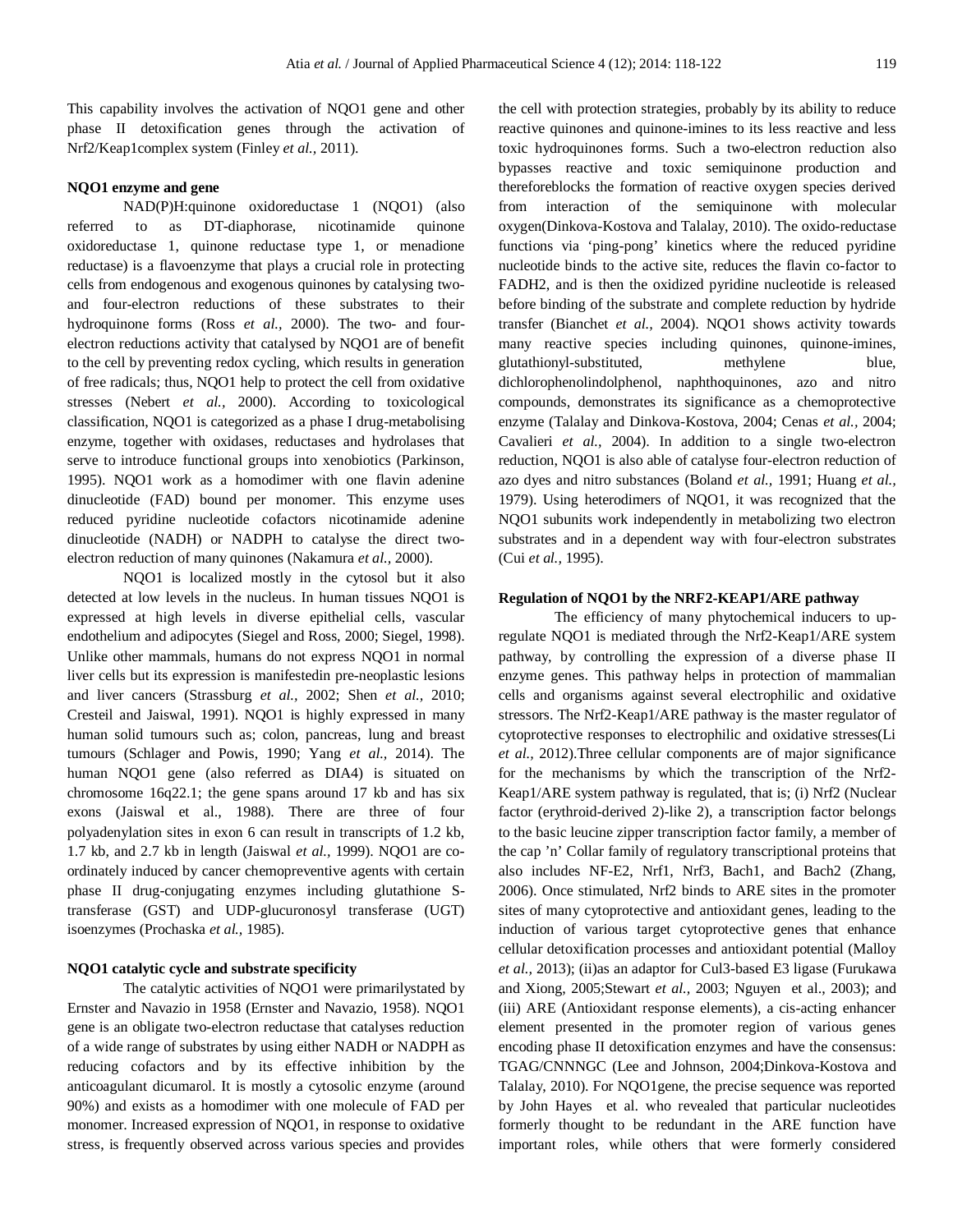This capability involves the activation of NQO1 gene and other phase II detoxification genes through the activation of Nrf2/Keap1complex system (Finley *et al.,* 2011).

### NQO1 enzyme and gene

NAD(P)H:quinone oxidoreductase 1 (NQO1) (also referred to as DT-diaphorase, nicotinamide quinone oxidoreductase 1, quinone reductase type 1, or menadione reductase) is a flavoenzyme that plays a crucial role in protecting cells from endogenous and exogenous quinones by catalysing two- and four-electron reductions of these substrates to their hydroquinone forms (Ross *et al.,* 2000). The two- and four-electron reductions activity that catalysed by NQO1 are of benefit to the cell by preventing redox cycling, which results in generation of free radicals; thus, NQO1 help to protect the cell from oxidative stresses (Nebert *et al.,* 2000). According to toxicological classification, NQO1 is categorized as a phase I drug-metabolising enzyme, together with oxidases, reductases and hydrolases that serve to introduce functional groups into xenobiotics (Parkinson, 1995). NQO1 work as a homodimer with one flavin adenine dinucleotide (FAD) bound per monomer. This enzyme uses reduced pyridine nucleotide cofactors nicotinamide adenine dinucleotide (NADH) or NADPH to catalyse the direct two-electron reduction of many quinones (Nakamura *et al.,* 2000).

NQO1 is localized mostly in the cytosol but it also detected at low levels in the nucleus. In human tissues NQO1 is expressed at high levels in diverse epithelial cells, vascular endothelium and adipocytes (Siegel and Ross, 2000; Siegel, 1998). Unlike other mammals, humans do not express NQO1 in normal liver cells but its expression is manifestedin pre-neoplastic lesions and liver cancers (Strassburg *et al.,* 2002; Shen *et al.,* 2010; Cresteil and Jaiswal, 1991). NQO1 is highly expressed in many human solid tumours such as; colon, pancreas, lung and breast tumours (Schlager and Powis, 1990; Yang *et al.,* 2014). The human NQO1 gene (also referred as DIA4) is situated on chromosome 16q22.1; the gene spans around 17 kb and has six exons (Jaiswal et al., 1988). There are three of four polyadenylation sites in exon 6 can result in transcripts of 1.2 kb, 1.7 kb, and 2.7 kb in length (Jaiswal *et al.,* 1999). NQO1 are co-ordinately induced by cancer chemopreventive agents with certain phase II drug-conjugating enzymes including glutathione S-transferase (GST) and UDP-glucuronosyl transferase (UGT) isoenzymes (Prochaska *et al.,* 1985).

### NQO1 catalytic cycle and substrate specificity

The catalytic activities of NQO1 were primarilystated by Ernster and Navazio in 1958 (Ernster and Navazio, 1958). NQO1 gene is an obligate two-electron reductase that catalyses reduction of a wide range of substrates by using either NADH or NADPH as reducing cofactors and by its effective inhibition by the anticoagulant dicumarol. It is mostly a cytosolic enzyme (around 90%) and exists as a homodimer with one molecule of FAD per monomer. Increased expression of NQO1, in response to oxidative stress, is frequently observed across various species and provides the cell with protection strategies, probably by its ability to reduce reactive quinones and quinone-imines to its less reactive and less toxic hydroquinones forms. Such a two-electron reduction also bypasses reactive and toxic semiquinone production and thereforeblocks the formation of reactive oxygen species derived from interaction of the semiquinone with molecular oxygen(Dinkova-Kostova and Talalay, 2010). The oxido-reductase functions via 'ping-pong' kinetics where the reduced pyridine nucleotide binds to the active site, reduces the flavin co-factor to FADH2, and is then the oxidized pyridine nucleotide is released before binding of the substrate and complete reduction by hydride transfer (Bianchet *et al.,* 2004). NQO1 shows activity towards many reactive species including quinones, quinone-imines, glutathionyl-substituted, methylene blue, dichlorophenolindolphenol, naphthoquinones, azo and nitro compounds, demonstrates its significance as a chemoprotective enzyme (Talalay and Dinkova-Kostova, 2004; Cenas *et al.,* 2004; Cavalieri *et al.,* 2004). In addition to a single two-electron reduction, NQO1 is also able of catalyse four-electron reduction of azo dyes and nitro substances (Boland *et al.,* 1991; Huang *et al.,* 1979). Using heterodimers of NQO1, it was recognized that the NQO1 subunits work independently in metabolizing two electron substrates and in a dependent way with four-electron substrates (Cui *et al.,* 1995).

### Regulation of NQO1 by the NRF2-KEAP1/ARE pathway

The efficiency of many phytochemical inducers to up-regulate NQO1 is mediated through the Nrf2-Keap1/ARE system pathway, by controlling the expression of a diverse phase II enzyme genes. This pathway helps in protection of mammalian cells and organisms against several electrophilic and oxidative stressors. The Nrf2-Keap1/ARE pathway is the master regulator of cytoprotective responses to electrophilic and oxidative stresses(Li *et al.,* 2012).Three cellular components are of major significance for the mechanisms by which the transcription of the Nrf2-Keap1/ARE system pathway is regulated, that is; (i) Nrf2 (Nuclear factor (erythroid-derived 2)-like 2), a transcription factor belongs to the basic leucine zipper transcription factor family, a member of the cap 'n' Collar family of regulatory transcriptional proteins that also includes NF-E2, Nrf1, Nrf3, Bach1, and Bach2 (Zhang, 2006). Once stimulated, Nrf2 binds to ARE sites in the promoter sites of many cytoprotective and antioxidant genes, leading to the induction of various target cytoprotective genes that enhance cellular detoxification processes and antioxidant potential (Malloy *et al.,* 2013); (ii)as an adaptor for Cul3-based E3 ligase (Furukawa and Xiong, 2005;Stewart *et al.,* 2003; Nguyen et al., 2003); and (iii) ARE (Antioxidant response elements), a cis-acting enhancer element presented in the promoter region of various genes encoding phase II detoxification enzymes and have the consensus: TGAG/CNNNGC (Lee and Johnson, 2004;Dinkova-Kostova and Talalay, 2010). For NQO1gene, the precise sequence was reported by John Hayes et al. who revealed that particular nucleotides formerly thought to be redundant in the ARE function have important roles, while others that were formerly considered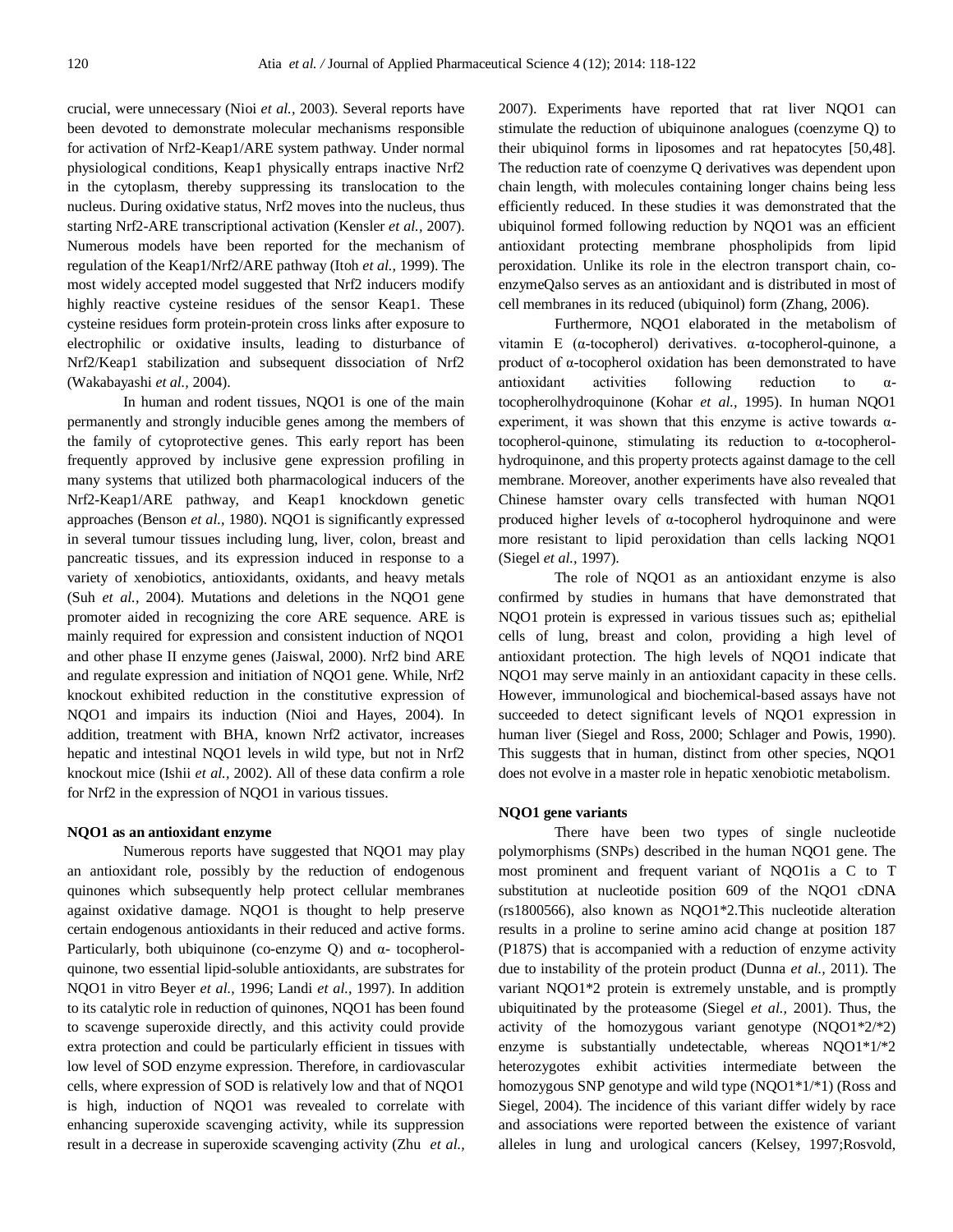crucial, were unnecessary (Nioi *et al.,* 2003). Several reports have been devoted to demonstrate molecular mechanisms responsible for activation of Nrf2-Keap1/ARE system pathway. Under normal physiological conditions, Keap1 physically entraps inactive Nrf2 in the cytoplasm, thereby suppressing its translocation to the nucleus. During oxidative status, Nrf2 moves into the nucleus, thus starting Nrf2-ARE transcriptional activation (Kensler *et al.,* 2007). Numerous models have been reported for the mechanism of regulation of the Keap1/Nrf2/ARE pathway (Itoh *et al.,* 1999). The most widely accepted model suggested that Nrf2 inducers modify highly reactive cysteine residues of the sensor Keap1. These cysteine residues form protein-protein cross links after exposure to electrophilic or oxidative insults, leading to disturbance of Nrf2/Keap1 stabilization and subsequent dissociation of Nrf2 (Wakabayashi *et al.,* 2004).

In human and rodent tissues, NQO1 is one of the main permanently and strongly inducible genes among the members of the family of cytoprotective genes. This early report has been frequently approved by inclusive gene expression profiling in many systems that utilized both pharmacological inducers of the Nrf2-Keap1/ARE pathway, and Keap1 knockdown genetic approaches (Benson *et al.,* 1980). NQO1 is significantly expressed in several tumour tissues including lung, liver, colon, breast and pancreatic tissues, and its expression induced in response to a variety of xenobiotics, antioxidants, oxidants, and heavy metals (Suh *et al.,* 2004). Mutations and deletions in the NQO1 gene promoter aided in recognizing the core ARE sequence. ARE is mainly required for expression and consistent induction of NQO1 and other phase II enzyme genes (Jaiswal, 2000). Nrf2 bind ARE and regulate expression and initiation of NQO1 gene. While, Nrf2 knockout exhibited reduction in the constitutive expression of NQO1 and impairs its induction (Nioi and Hayes, 2004). In addition, treatment with BHA, known Nrf2 activator, increases hepatic and intestinal NQO1 levels in wild type, but not in Nrf2 knockout mice (Ishii *et al.,* 2002). All of these data confirm a role for Nrf2 in the expression of NQO1 in various tissues.

**NQO1 as an antioxidant enzyme**

Numerous reports have suggested that NQO1 may play an antioxidant role, possibly by the reduction of endogenous quinones which subsequently help protect cellular membranes against oxidative damage. NQO1 is thought to help preserve certain endogenous antioxidants in their reduced and active forms. Particularly, both ubiquinone (co-enzyme Q) and α- tocopherol-quinone, two essential lipid-soluble antioxidants, are substrates for NQO1 in vitro Beyer *et al.,* 1996; Landi *et al.,* 1997). In addition to its catalytic role in reduction of quinones, NQO1 has been found to scavenge superoxide directly, and this activity could provide extra protection and could be particularly efficient in tissues with low level of SOD enzyme expression. Therefore, in cardiovascular cells, where expression of SOD is relatively low and that of NQO1 is high, induction of NQO1 was revealed to correlate with enhancing superoxide scavenging activity, while its suppression result in a decrease in superoxide scavenging activity (Zhu *et al.,* 2007). Experiments have reported that rat liver NQO1 can stimulate the reduction of ubiquinone analogues (coenzyme Q) to their ubiquinol forms in liposomes and rat hepatocytes [50,48]. The reduction rate of coenzyme Q derivatives was dependent upon chain length, with molecules containing longer chains being less efficiently reduced. In these studies it was demonstrated that the ubiquinol formed following reduction by NQO1 was an efficient antioxidant protecting membrane phospholipids from lipid peroxidation. Unlike its role in the electron transport chain, co-enzymeQalso serves as an antioxidant and is distributed in most of cell membranes in its reduced (ubiquinol) form (Zhang, 2006).

Furthermore, NQO1 elaborated in the metabolism of vitamin E (α-tocopherol) derivatives. α-tocopherol-quinone, a product of α-tocopherol oxidation has been demonstrated to have antioxidant activities following reduction to α-tocopherolhydroquinone (Kohar *et al.,* 1995). In human NQO1 experiment, it was shown that this enzyme is active towards α-tocopherol-quinone, stimulating its reduction to α-tocopherol-hydroquinone, and this property protects against damage to the cell membrane. Moreover, another experiments have also revealed that Chinese hamster ovary cells transfected with human NQO1 produced higher levels of α-tocopherol hydroquinone and were more resistant to lipid peroxidation than cells lacking NQO1 (Siegel *et al.,* 1997).

The role of NQO1 as an antioxidant enzyme is also confirmed by studies in humans that have demonstrated that NQO1 protein is expressed in various tissues such as; epithelial cells of lung, breast and colon, providing a high level of antioxidant protection. The high levels of NQO1 indicate that NQO1 may serve mainly in an antioxidant capacity in these cells. However, immunological and biochemical-based assays have not succeeded to detect significant levels of NQO1 expression in human liver (Siegel and Ross, 2000; Schlager and Powis, 1990). This suggests that in human, distinct from other species, NQO1 does not evolve in a master role in hepatic xenobiotic metabolism.

**NQO1 gene variants**

There have been two types of single nucleotide polymorphisms (SNPs) described in the human NQO1 gene. The most prominent and frequent variant of NQO1is a C to T substitution at nucleotide position 609 of the NQO1 cDNA (rs1800566), also known as NQO1*2.This nucleotide alteration results in a proline to serine amino acid change at position 187 (P187S) that is accompanied with a reduction of enzyme activity due to instability of the protein product (Dunna *et al.,* 2011). The variant NQO1*2 protein is extremely unstable, and is promptly ubiquitinated by the proteasome (Siegel *et al.,* 2001). Thus, the activity of the homozygous variant genotype (NQO1*2/*2) enzyme is substantially undetectable, whereas NQO1*1/*2 heterozygotes exhibit activities intermediate between the homozygous SNP genotype and wild type (NQO1*1/*1) (Ross and Siegel, 2004). The incidence of this variant differ widely by race and associations were reported between the existence of variant alleles in lung and urological cancers (Kelsey, 1997;Rosvold,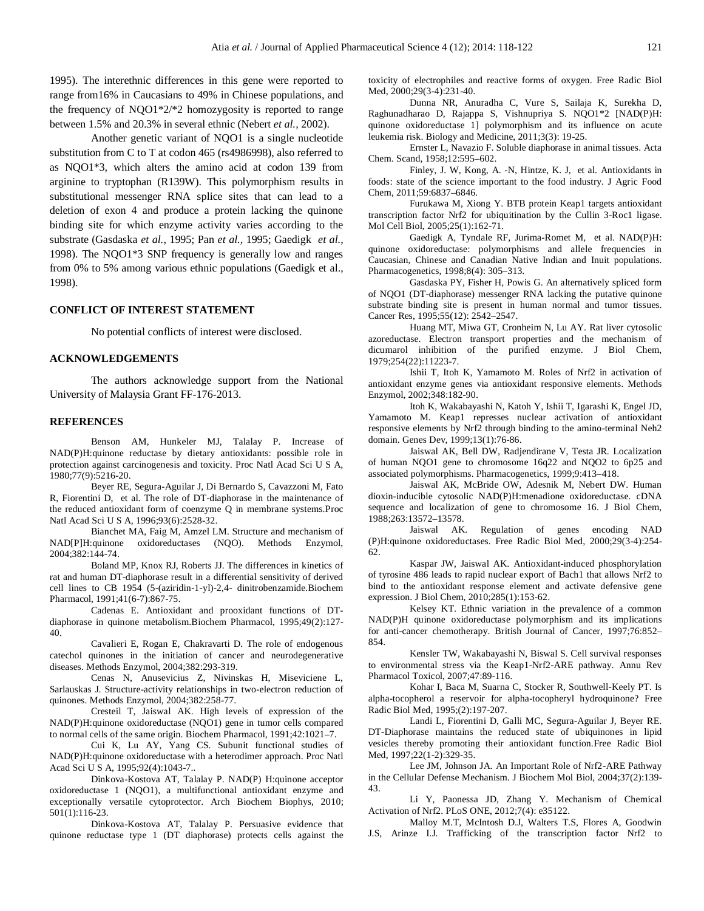1995). The interethnic differences in this gene were reported to range from16% in Caucasians to 49% in Chinese populations, and the frequency of NQO1*2/*2 homozygosity is reported to range between 1.5% and 20.3% in several ethnic (Nebert *et al.,* 2002).

Another genetic variant of NQO1 is a single nucleotide substitution from C to T at codon 465 (rs4986998), also referred to as NQO1*3, which alters the amino acid at codon 139 from arginine to tryptophan (R139W). This polymorphism results in substitutional messenger RNA splice sites that can lead to a deletion of exon 4 and produce a protein lacking the quinone binding site for which enzyme activity varies according to the substrate (Gasdaska *et al.,* 1995; Pan *et al.,* 1995; Gaedigk *et al.,* 1998). The NQO1*3 SNP frequency is generally low and ranges from 0% to 5% among various ethnic populations (Gaedigk et al., 1998).

## CONFLICT OF INTEREST STATEMENT

No potential conflicts of interest were disclosed.

## ACKNOWLEDGEMENTS

The authors acknowledge support from the National University of Malaysia Grant FF-176-2013.

## REFERENCES

Benson AM, Hunkeler MJ, Talalay P. Increase of NAD(P)H:quinone reductase by dietary antioxidants: possible role in protection against carcinogenesis and toxicity. Proc Natl Acad Sci U S A, 1980;77(9):5216-20.

Beyer RE, Segura-Aguilar J, Di Bernardo S, Cavazzoni M, Fato R, Fiorentini D, et al. The role of DT-diaphorase in the maintenance of the reduced antioxidant form of coenzyme Q in membrane systems.Proc Natl Acad Sci U S A, 1996;93(6):2528-32.

Bianchet MA, Faig M, Amzel LM. Structure and mechanism of NAD[P]H:quinone oxidoreductases (NQO). Methods Enzymol, 2004;382:144-74.

Boland MP, Knox RJ, Roberts JJ. The differences in kinetics of rat and human DT-diaphorase result in a differential sensitivity of derived cell lines to CB 1954 (5-(aziridin-1-yl)-2,4- dinitrobenzamide.Biochem Pharmacol, 1991;41(6-7):867-75.

Cadenas E. Antioxidant and prooxidant functions of DT-diaphorase in quinone metabolism.Biochem Pharmacol, 1995;49(2):127-40.

Cavalieri E, Rogan E, Chakravarti D. The role of endogenous catechol quinones in the initiation of cancer and neurodegenerative diseases. Methods Enzymol, 2004;382:293-319.

Cenas N, Anusevicius Z, Nivinskas H, Miseviciene L, Sarlauskas J. Structure-activity relationships in two-electron reduction of quinones. Methods Enzymol, 2004;382:258-77.

Cresteil T, Jaiswal AK. High levels of expression of the NAD(P)H:quinone oxidoreductase (NQO1) gene in tumor cells compared to normal cells of the same origin. Biochem Pharmacol, 1991;42:1021–7.

Cui K, Lu AY, Yang CS. Subunit functional studies of NAD(P)H:quinone oxidoreductase with a heterodimer approach. Proc Natl Acad Sci U S A, 1995;92(4):1043-7..

Dinkova-Kostova AT, Talalay P. NAD(P) H:quinone acceptor oxidoreductase 1 (NQO1), a multifunctional antioxidant enzyme and exceptionally versatile cytoprotector. Arch Biochem Biophys, 2010; 501(1):116-23.

Dinkova-Kostova AT, Talalay P. Persuasive evidence that quinone reductase type 1 (DT diaphorase) protects cells against the toxicity of electrophiles and reactive forms of oxygen. Free Radic Biol Med, 2000;29(3-4):231-40.

Dunna NR, Anuradha C, Vure S, Sailaja K, Surekha D, Raghunadharao D, Rajappa S, Vishnupriya S. NQO1*2 [NAD(P)H: quinone oxidoreductase 1] polymorphism and its influence on acute leukemia risk. Biology and Medicine, 2011;3(3): 19-25.

Ernster L, Navazio F. Soluble diaphorase in animal tissues. Acta Chem. Scand, 1958;12:595–602.

Finley, J. W, Kong, A. -N, Hintze, K. J, et al. Antioxidants in foods: state of the science important to the food industry. J Agric Food Chem, 2011;59:6837–6846.

Furukawa M, Xiong Y. BTB protein Keap1 targets antioxidant transcription factor Nrf2 for ubiquitination by the Cullin 3-Roc1 ligase. Mol Cell Biol, 2005;25(1):162-71.

Gaedigk A, Tyndale RF, Jurima-Romet M, et al. NAD(P)H: quinone oxidoreductase: polymorphisms and allele frequencies in Caucasian, Chinese and Canadian Native Indian and Inuit populations. Pharmacogenetics, 1998;8(4): 305–313.

Gasdaska PY, Fisher H, Powis G. An alternatively spliced form of NQO1 (DT-diaphorase) messenger RNA lacking the putative quinone substrate binding site is present in human normal and tumor tissues. Cancer Res, 1995;55(12): 2542–2547.

Huang MT, Miwa GT, Cronheim N, Lu AY. Rat liver cytosolic azoreductase. Electron transport properties and the mechanism of dicumarol inhibition of the purified enzyme. J Biol Chem, 1979;254(22):11223-7.

Ishii T, Itoh K, Yamamoto M. Roles of Nrf2 in activation of antioxidant enzyme genes via antioxidant responsive elements. Methods Enzymol, 2002;348:182-90.

Itoh K, Wakabayashi N, Katoh Y, Ishii T, Igarashi K, Engel JD, Yamamoto M. Keap1 represses nuclear activation of antioxidant responsive elements by Nrf2 through binding to the amino-terminal Neh2 domain. Genes Dev, 1999;13(1):76-86.

Jaiswal AK, Bell DW, Radjendirane V, Testa JR. Localization of human NQO1 gene to chromosome 16q22 and NQO2 to 6p25 and associated polymorphisms. Pharmacogenetics, 1999;9:413–418.

Jaiswal AK, McBride OW, Adesnik M, Nebert DW. Human dioxin-inducible cytosolic NAD(P)H:menadione oxidoreductase. cDNA sequence and localization of gene to chromosome 16. J Biol Chem, 1988;263:13572–13578.

Jaiswal AK. Regulation of genes encoding NAD (P)H:quinone oxidoreductases. Free Radic Biol Med, 2000;29(3-4):254-62.

Kaspar JW, Jaiswal AK. Antioxidant-induced phosphorylation of tyrosine 486 leads to rapid nuclear export of Bach1 that allows Nrf2 to bind to the antioxidant response element and activate defensive gene expression. J Biol Chem, 2010;285(1):153-62.

Kelsey KT. Ethnic variation in the prevalence of a common NAD(P)H quinone oxidoreductase polymorphism and its implications for anti-cancer chemotherapy. British Journal of Cancer, 1997;76:852–854.

Kensler TW, Wakabayashi N, Biswal S. Cell survival responses to environmental stress via the Keap1-Nrf2-ARE pathway. Annu Rev Pharmacol Toxicol, 2007;47:89-116.

Kohar I, Baca M, Suarna C, Stocker R, Southwell-Keely PT. Is alpha-tocopherol a reservoir for alpha-tocopheryl hydroquinone? Free Radic Biol Med, 1995;(2):197-207.

Landi L, Fiorentini D, Galli MC, Segura-Aguilar J, Beyer RE. DT-Diaphorase maintains the reduced state of ubiquinones in lipid vesicles thereby promoting their antioxidant function.Free Radic Biol Med, 1997;22(1-2):329-35.

Lee JM, Johnson JA. An Important Role of Nrf2-ARE Pathway in the Cellular Defense Mechanism. J Biochem Mol Biol, 2004;37(2):139-43.

Li Y, Paonessa JD, Zhang Y. Mechanism of Chemical Activation of Nrf2. PLoS ONE, 2012;7(4): e35122.

Malloy M.T, McIntosh D.J, Walters T.S, Flores A, Goodwin J.S, Arinze I.J. Trafficking of the transcription factor Nrf2 to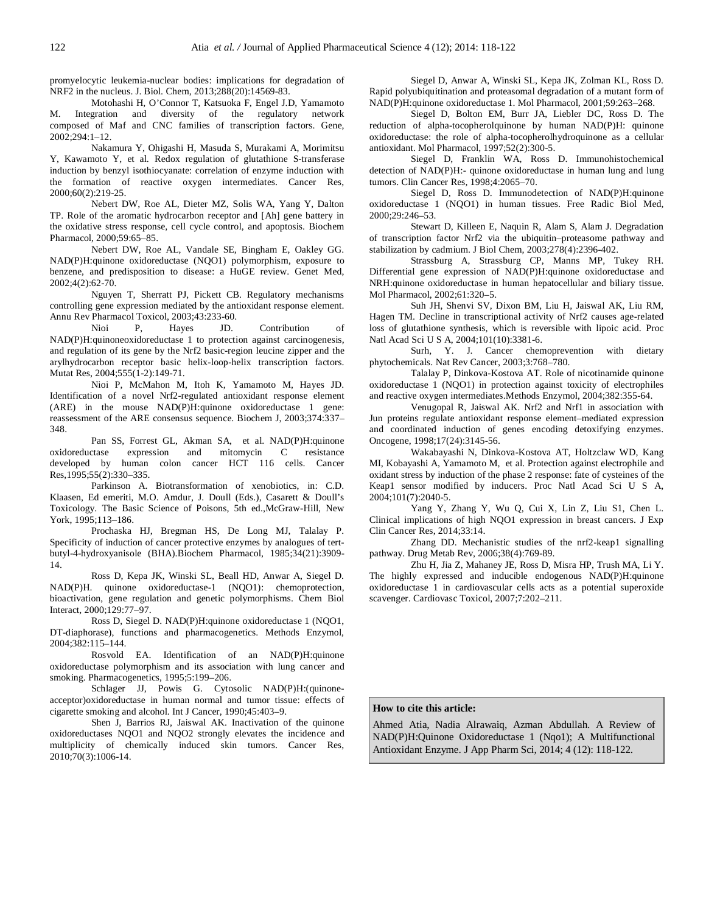promyelocytic leukemia-nuclear bodies: implications for degradation of NRF2 in the nucleus. J. Biol. Chem, 2013;288(20):14569-83.

Motohashi H, O'Connor T, Katsuoka F, Engel J.D, Yamamoto M. Integration and diversity of the regulatory network composed of Maf and CNC families of transcription factors. Gene, 2002;294:1–12.

Nakamura Y, Ohigashi H, Masuda S, Murakami A, Morimitsu Y, Kawamoto Y, et al. Redox regulation of glutathione S-transferase induction by benzyl isothiocyanate: correlation of enzyme induction with the formation of reactive oxygen intermediates. Cancer Res, 2000;60(2):219-25.

Nebert DW, Roe AL, Dieter MZ, Solis WA, Yang Y, Dalton TP. Role of the aromatic hydrocarbon receptor and [Ah] gene battery in the oxidative stress response, cell cycle control, and apoptosis. Biochem Pharmacol, 2000;59:65–85.

Nebert DW, Roe AL, Vandale SE, Bingham E, Oakley GG. NAD(P)H:quinone oxidoreductase (NQO1) polymorphism, exposure to benzene, and predisposition to disease: a HuGE review. Genet Med, 2002;4(2):62-70.

Nguyen T, Sherratt PJ, Pickett CB. Regulatory mechanisms controlling gene expression mediated by the antioxidant response element. Annu Rev Pharmacol Toxicol, 2003;43:233-60.

Nioi P, Hayes JD. Contribution of NAD(P)H:quinoneoxidoreductase 1 to protection against carcinogenesis, and regulation of its gene by the Nrf2 basic-region leucine zipper and the arylhydrocarbon receptor basic helix-loop-helix transcription factors. Mutat Res, 2004;555(1-2):149-71.

Nioi P, McMahon M, Itoh K, Yamamoto M, Hayes JD. Identification of a novel Nrf2-regulated antioxidant response element (ARE) in the mouse NAD(P)H:quinone oxidoreductase 1 gene: reassessment of the ARE consensus sequence. Biochem J, 2003;374:337–348.

Pan SS, Forrest GL, Akman SA, et al. NAD(P)H:quinone oxidoreductase expression and mitomycin C resistance developed by human colon cancer HCT 116 cells. Cancer Res,1995;55(2):330–335.

Parkinson A. Biotransformation of xenobiotics, in: C.D. Klaasen, Ed emeriti, M.O. Amdur, J. Doull (Eds.), Casarett & Doull's Toxicology. The Basic Science of Poisons, 5th ed.,McGraw-Hill, New York, 1995;113–186.

Prochaska HJ, Bregman HS, De Long MJ, Talalay P. Specificity of induction of cancer protective enzymes by analogues of tert-butyl-4-hydroxyanisole (BHA).Biochem Pharmacol, 1985;34(21):3909-14.

Ross D, Kepa JK, Winski SL, Beall HD, Anwar A, Siegel D. NAD(P)H. quinone oxidoreductase-1 (NQO1): chemoprotection, bioactivation, gene regulation and genetic polymorphisms. Chem Biol Interact, 2000;129:77–97.

Ross D, Siegel D. NAD(P)H:quinone oxidoreductase 1 (NQO1, DT-diaphorase), functions and pharmacogenetics. Methods Enzymol, 2004;382:115–144.

Rosvold EA. Identification of an NAD(P)H:quinone oxidoreductase polymorphism and its association with lung cancer and smoking. Pharmacogenetics, 1995;5:199–206.

Schlager JJ, Powis G. Cytosolic NAD(P)H:(quinone-acceptor)oxidoreductase in human normal and tumor tissue: effects of cigarette smoking and alcohol. Int J Cancer, 1990;45:403–9.

Shen J, Barrios RJ, Jaiswal AK. Inactivation of the quinone oxidoreductases NQO1 and NQO2 strongly elevates the incidence and multiplicity of chemically induced skin tumors. Cancer Res, 2010;70(3):1006-14.

Siegel D, Anwar A, Winski SL, Kepa JK, Zolman KL, Ross D. Rapid polyubiquitination and proteasomal degradation of a mutant form of NAD(P)H:quinone oxidoreductase 1. Mol Pharmacol, 2001;59:263–268.

Siegel D, Bolton EM, Burr JA, Liebler DC, Ross D. The reduction of alpha-tocopherolquinone by human NAD(P)H: quinone oxidoreductase: the role of alpha-tocopherolhydroquinone as a cellular antioxidant. Mol Pharmacol, 1997;52(2):300-5.

Siegel D, Franklin WA, Ross D. Immunohistochemical detection of NAD(P)H:- quinone oxidoreductase in human lung and lung tumors. Clin Cancer Res, 1998;4:2065–70.

Siegel D, Ross D. Immunodetection of NAD(P)H:quinone oxidoreductase 1 (NQO1) in human tissues. Free Radic Biol Med, 2000;29:246–53.

Stewart D, Killeen E, Naquin R, Alam S, Alam J. Degradation of transcription factor Nrf2 via the ubiquitin–proteasome pathway and stabilization by cadmium. J Biol Chem, 2003;278(4):2396-402.

Strassburg A, Strassburg CP, Manns MP, Tukey RH. Differential gene expression of NAD(P)H:quinone oxidoreductase and NRH:quinone oxidoreductase in human hepatocellular and biliary tissue. Mol Pharmacol, 2002;61:320–5.

Suh JH, Shenvi SV, Dixon BM, Liu H, Jaiswal AK, Liu RM, Hagen TM. Decline in transcriptional activity of Nrf2 causes age-related loss of glutathione synthesis, which is reversible with lipoic acid. Proc Natl Acad Sci U S A, 2004;101(10):3381-6.

Surh, Y. J. Cancer chemoprevention with dietary phytochemicals. Nat Rev Cancer, 2003;3:768–780.

Talalay P, Dinkova-Kostova AT. Role of nicotinamide quinone oxidoreductase 1 (NQO1) in protection against toxicity of electrophiles and reactive oxygen intermediates.Methods Enzymol, 2004;382:355-64.

Venugopal R, Jaiswal AK. Nrf2 and Nrf1 in association with Jun proteins regulate antioxidant response element–mediated expression and coordinated induction of genes encoding detoxifying enzymes. Oncogene, 1998;17(24):3145-56.

Wakabayashi N, Dinkova-Kostova AT, Holtzclaw WD, Kang MI, Kobayashi A, Yamamoto M, et al. Protection against electrophile and oxidant stress by induction of the phase 2 response: fate of cysteines of the Keap1 sensor modified by inducers. Proc Natl Acad Sci U S A, 2004;101(7):2040-5.

Yang Y, Zhang Y, Wu Q, Cui X, Lin Z, Liu S1, Chen L. Clinical implications of high NQO1 expression in breast cancers. J Exp Clin Cancer Res, 2014;33:14.

Zhang DD. Mechanistic studies of the nrf2-keap1 signalling pathway. Drug Metab Rev, 2006;38(4):769-89.

Zhu H, Jia Z, Mahaney JE, Ross D, Misra HP, Trush MA, Li Y. The highly expressed and inducible endogenous NAD(P)H:quinone oxidoreductase 1 in cardiovascular cells acts as a potential superoxide scavenger. Cardiovasc Toxicol, 2007;7:202–211.

**How to cite this article:**

Ahmed Atia, Nadia Alrawaiq, Azman Abdullah. A Review of NAD(P)H:Quinone Oxidoreductase 1 (Nqo1); A Multifunctional Antioxidant Enzyme. J App Pharm Sci, 2014; 4 (12): 118-122.